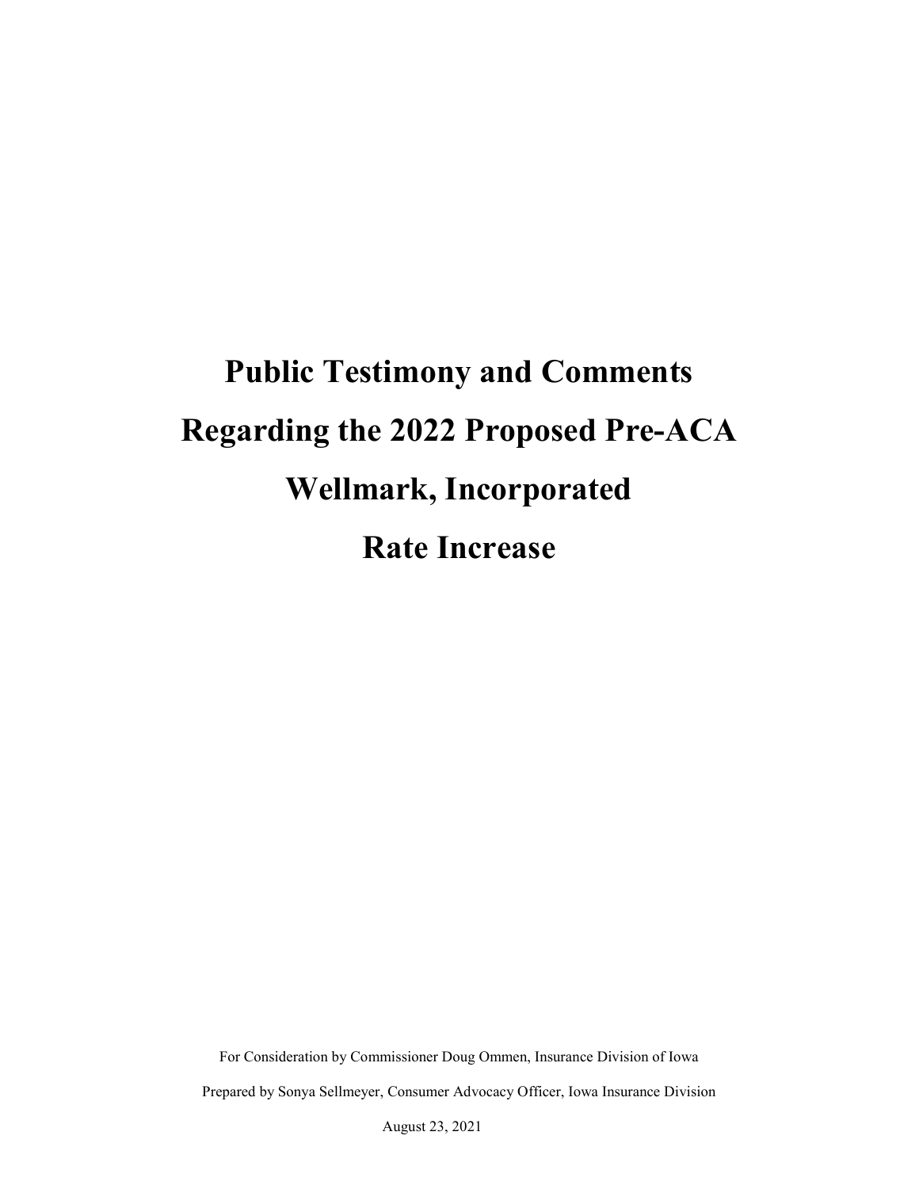# Public Testimony and Comments Regarding the 2022 Proposed Pre-ACA Wellmark, Incorporated Rate Increase

For Consideration by Commissioner Doug Ommen, Insurance Division of Iowa

Prepared by Sonya Sellmeyer, Consumer Advocacy Officer, Iowa Insurance Division

August 23, 2021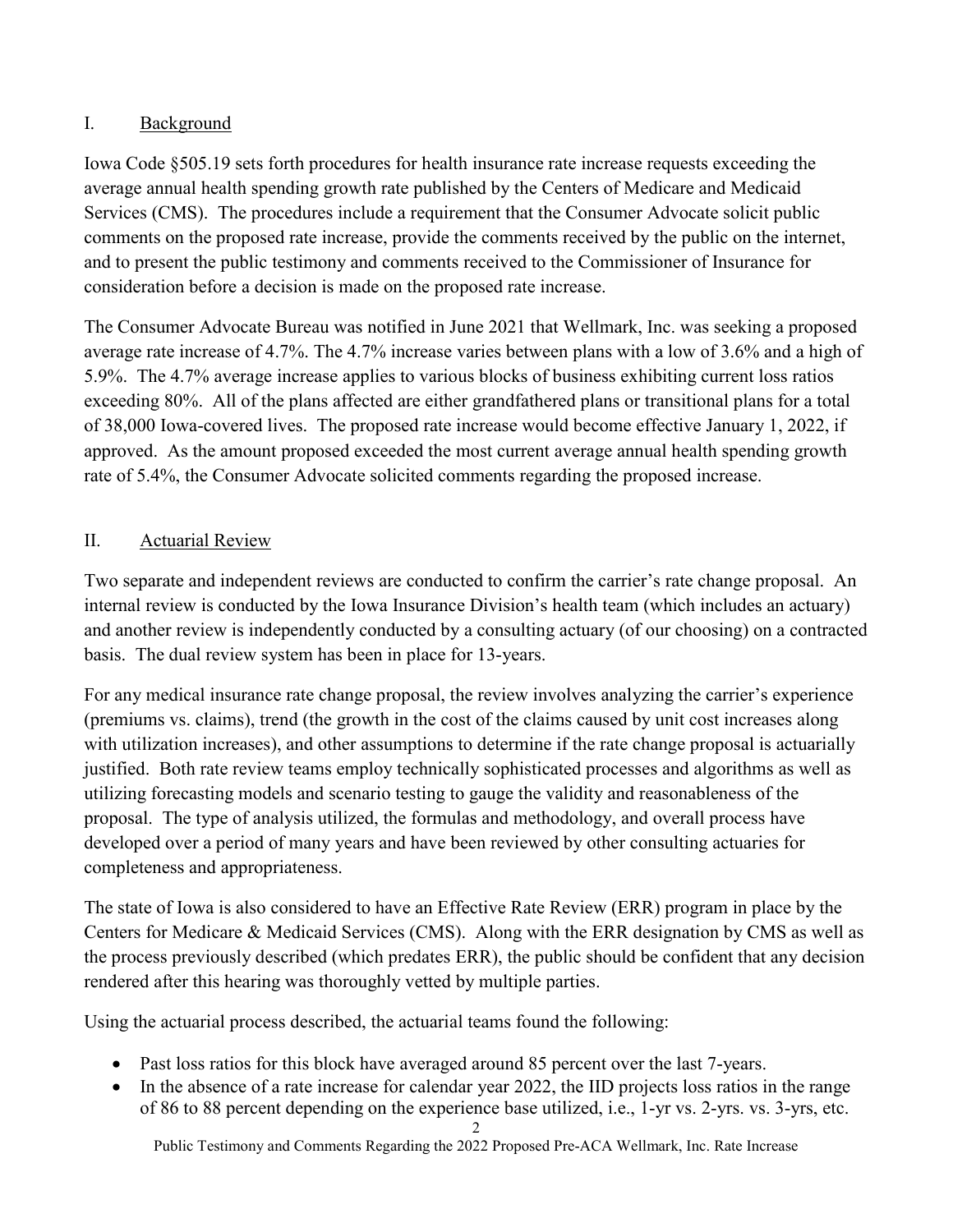## I. Background

Iowa Code §505.19 sets forth procedures for health insurance rate increase requests exceeding the average annual health spending growth rate published by the Centers of Medicare and Medicaid Services (CMS). The procedures include a requirement that the Consumer Advocate solicit public comments on the proposed rate increase, provide the comments received by the public on the internet, and to present the public testimony and comments received to the Commissioner of Insurance for consideration before a decision is made on the proposed rate increase.

The Consumer Advocate Bureau was notified in June 2021 that Wellmark, Inc. was seeking a proposed average rate increase of 4.7%. The 4.7% increase varies between plans with a low of 3.6% and a high of 5.9%. The 4.7% average increase applies to various blocks of business exhibiting current loss ratios exceeding 80%. All of the plans affected are either grandfathered plans or transitional plans for a total of 38,000 Iowa-covered lives. The proposed rate increase would become effective January 1, 2022, if approved. As the amount proposed exceeded the most current average annual health spending growth rate of 5.4%, the Consumer Advocate solicited comments regarding the proposed increase.

## II. Actuarial Review

Two separate and independent reviews are conducted to confirm the carrier's rate change proposal. An internal review is conducted by the Iowa Insurance Division's health team (which includes an actuary) and another review is independently conducted by a consulting actuary (of our choosing) on a contracted basis. The dual review system has been in place for 13-years.

For any medical insurance rate change proposal, the review involves analyzing the carrier's experience (premiums vs. claims), trend (the growth in the cost of the claims caused by unit cost increases along with utilization increases), and other assumptions to determine if the rate change proposal is actuarially justified. Both rate review teams employ technically sophisticated processes and algorithms as well as utilizing forecasting models and scenario testing to gauge the validity and reasonableness of the proposal. The type of analysis utilized, the formulas and methodology, and overall process have developed over a period of many years and have been reviewed by other consulting actuaries for completeness and appropriateness.

The state of Iowa is also considered to have an Effective Rate Review (ERR) program in place by the Centers for Medicare & Medicaid Services (CMS). Along with the ERR designation by CMS as well as the process previously described (which predates ERR), the public should be confident that any decision rendered after this hearing was thoroughly vetted by multiple parties.

Using the actuarial process described, the actuarial teams found the following:

- Past loss ratios for this block have averaged around 85 percent over the last 7-years.
- In the absence of a rate increase for calendar year 2022, the IID projects loss ratios in the range of 86 to 88 percent depending on the experience base utilized, i.e., 1-yr vs. 2-yrs. vs. 3-yrs, etc.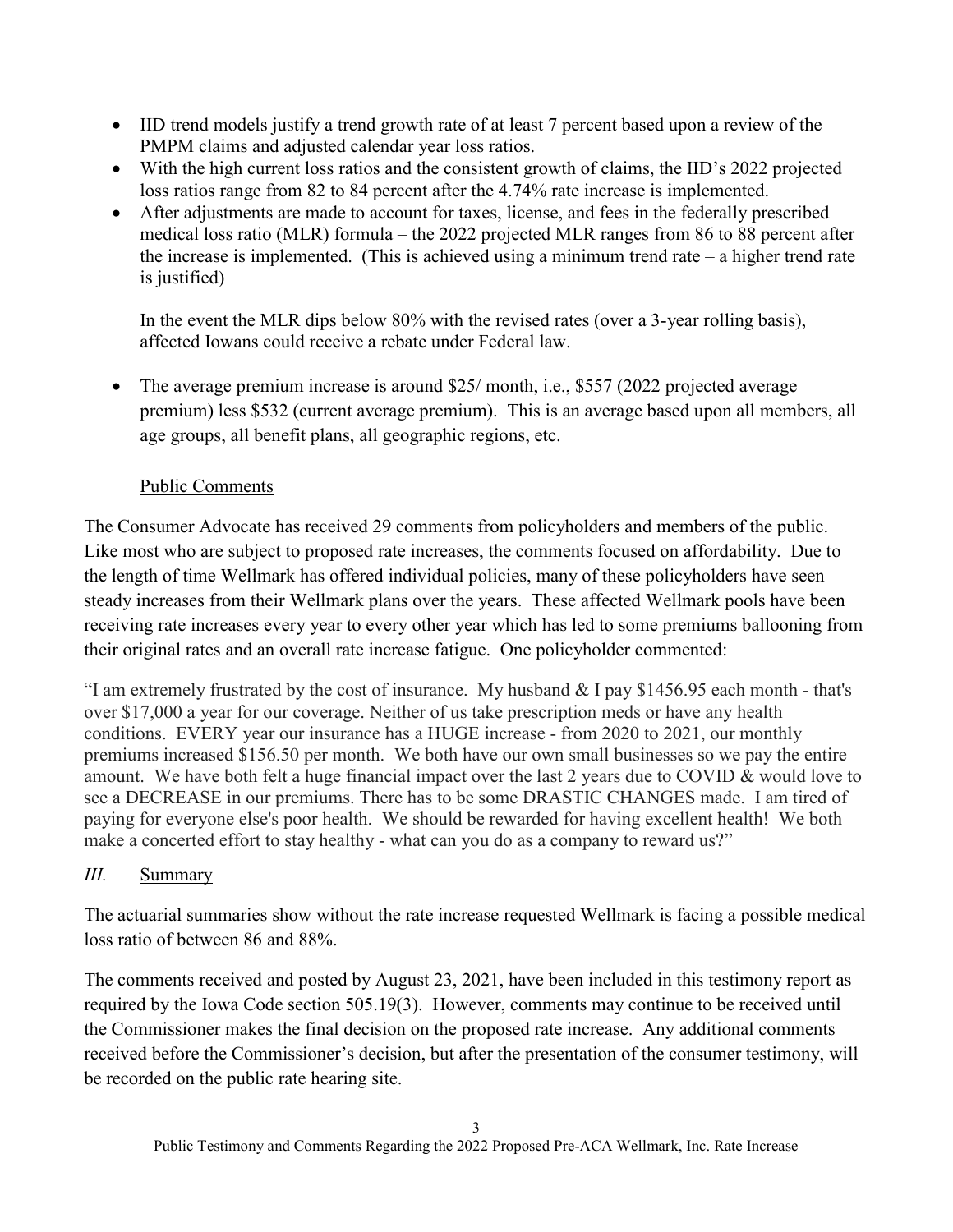- IID trend models justify a trend growth rate of at least 7 percent based upon a review of the PMPM claims and adjusted calendar year loss ratios.
- With the high current loss ratios and the consistent growth of claims, the IID's 2022 projected loss ratios range from 82 to 84 percent after the 4.74% rate increase is implemented.
- After adjustments are made to account for taxes, license, and fees in the federally prescribed medical loss ratio (MLR) formula – the 2022 projected MLR ranges from 86 to 88 percent after the increase is implemented. (This is achieved using a minimum trend rate – a higher trend rate is justified)

  In the event the MLR dips below 80% with the revised rates (over a 3-year rolling basis), affected Iowans could receive a rebate under Federal law.

- The average premium increase is around $25/ month, i.e., $557 (2022 projected average premium) less $532 (current average premium). This is an average based upon all members, all age groups, all benefit plans, all geographic regions, etc.

### Public Comments

The Consumer Advocate has received 29 comments from policyholders and members of the public. Like most who are subject to proposed rate increases, the comments focused on affordability. Due to the length of time Wellmark has offered individual policies, many of these policyholders have seen steady increases from their Wellmark plans over the years. These affected Wellmark pools have been receiving rate increases every year to every other year which has led to some premiums ballooning from their original rates and an overall rate increase fatigue. One policyholder commented:

"I am extremely frustrated by the cost of insurance. My husband & I pay $1456.95 each month - that's over $17,000 a year for our coverage. Neither of us take prescription meds or have any health conditions. EVERY year our insurance has a HUGE increase - from 2020 to 2021, our monthly premiums increased $156.50 per month. We both have our own small businesses so we pay the entire amount. We have both felt a huge financial impact over the last 2 years due to COVID & would love to see a DECREASE in our premiums. There has to be some DRASTIC CHANGES made. I am tired of paying for everyone else's poor health. We should be rewarded for having excellent health! We both make a concerted effort to stay healthy - what can you do as a company to reward us?"

## *III.* Summary

The actuarial summaries show without the rate increase requested Wellmark is facing a possible medical loss ratio of between 86 and 88%.

The comments received and posted by August 23, 2021, have been included in this testimony report as required by the Iowa Code section 505.19(3). However, comments may continue to be received until the Commissioner makes the final decision on the proposed rate increase. Any additional comments received before the Commissioner's decision, but after the presentation of the consumer testimony, will be recorded on the public rate hearing site.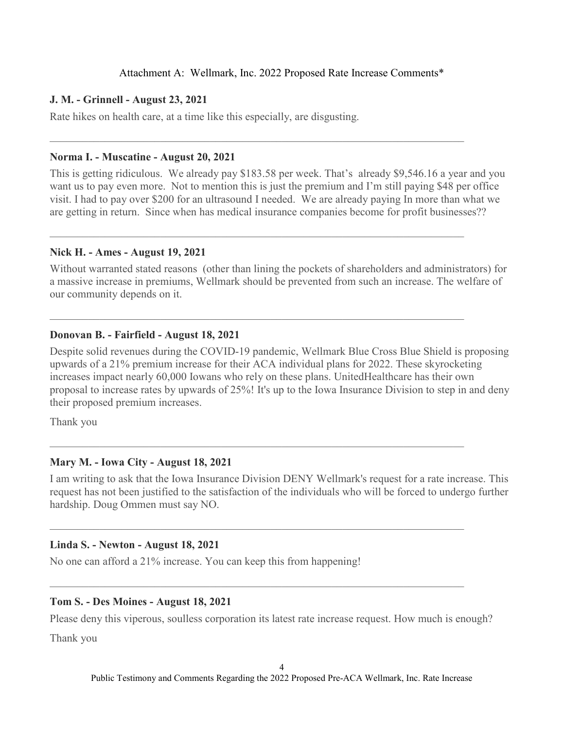Attachment A: Wellmark, Inc. 2022 Proposed Rate Increase Comments*

**J. M. - Grinnell - August 23, 2021**

Rate hikes on health care, at a time like this especially, are disgusting.

---

**Norma I. - Muscatine - August 20, 2021**

This is getting ridiculous. We already pay $183.58 per week. That's already $9,546.16 a year and you want us to pay even more. Not to mention this is just the premium and I'm still paying $48 per office visit. I had to pay over $200 for an ultrasound I needed. We are already paying In more than what we are getting in return. Since when has medical insurance companies become for profit businesses??

---

**Nick H. - Ames - August 19, 2021**

Without warranted stated reasons (other than lining the pockets of shareholders and administrators) for a massive increase in premiums, Wellmark should be prevented from such an increase. The welfare of our community depends on it.

---

**Donovan B. - Fairfield - August 18, 2021**

Despite solid revenues during the COVID-19 pandemic, Wellmark Blue Cross Blue Shield is proposing upwards of a 21% premium increase for their ACA individual plans for 2022. These skyrocketing increases impact nearly 60,000 Iowans who rely on these plans. UnitedHealthcare has their own proposal to increase rates by upwards of 25%! It's up to the Iowa Insurance Division to step in and deny their proposed premium increases.

Thank you

---

**Mary M. - Iowa City - August 18, 2021**

I am writing to ask that the Iowa Insurance Division DENY Wellmark's request for a rate increase. This request has not been justified to the satisfaction of the individuals who will be forced to undergo further hardship. Doug Ommen must say NO.

---

**Linda S. - Newton - August 18, 2021**

No one can afford a 21% increase. You can keep this from happening!

---

**Tom S. - Des Moines - August 18, 2021**

Please deny this viperous, soulless corporation its latest rate increase request. How much is enough?

Thank you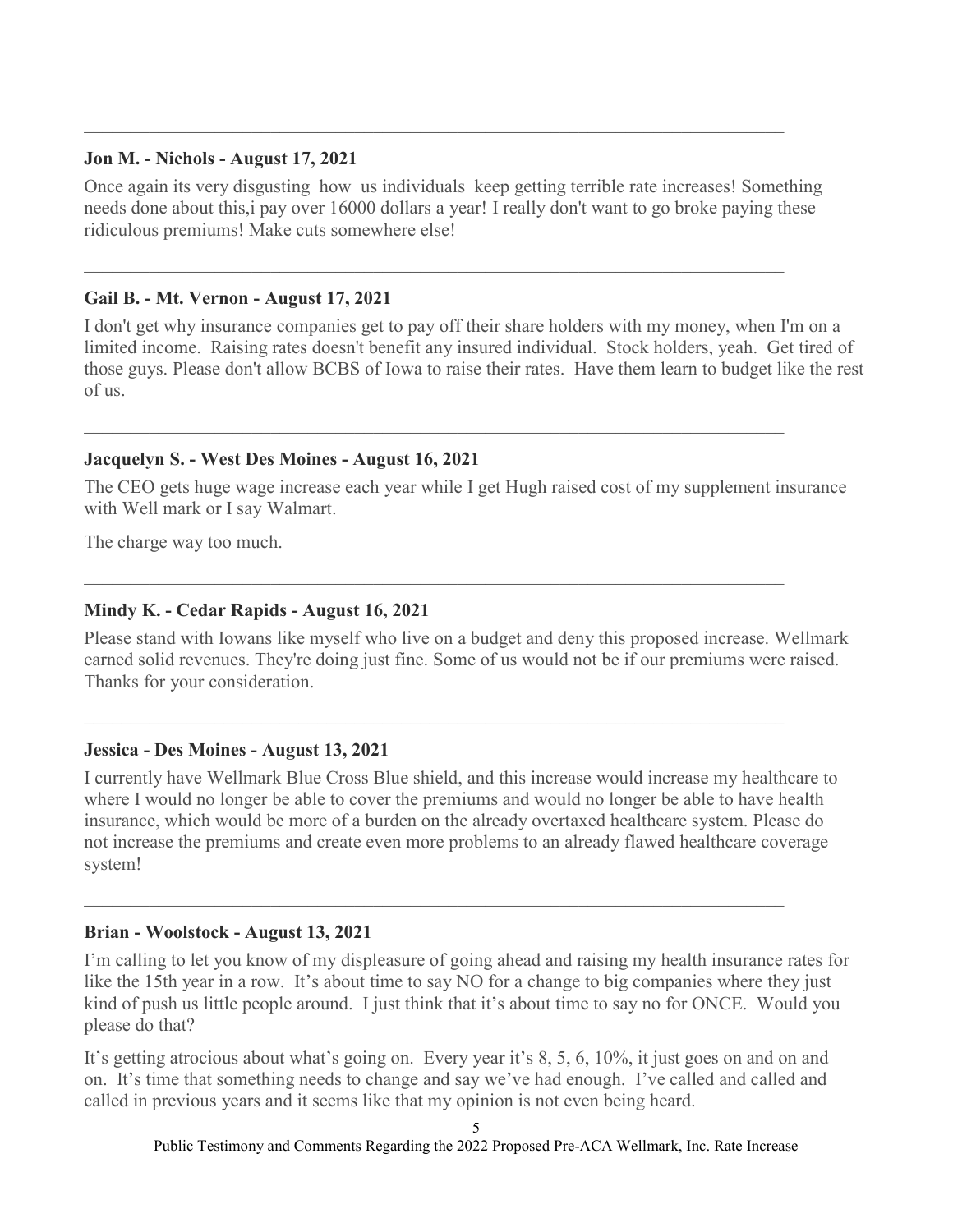---

**Jon M. - Nichols - August 17, 2021**

Once again its very disgusting  how  us individuals  keep getting terrible rate increases! Something needs done about this,i pay over 16000 dollars a year! I really don't want to go broke paying these ridiculous premiums! Make cuts somewhere else!

---

**Gail B. - Mt. Vernon - August 17, 2021**

I don't get why insurance companies get to pay off their share holders with my money, when I'm on a limited income.  Raising rates doesn't benefit any insured individual.  Stock holders, yeah.  Get tired of those guys. Please don't allow BCBS of Iowa to raise their rates.  Have them learn to budget like the rest of us.

---

**Jacquelyn S. - West Des Moines - August 16, 2021**

The CEO gets huge wage increase each year while I get Hugh raised cost of my supplement insurance with Well mark or I say Walmart.

The charge way too much.

---

**Mindy K. - Cedar Rapids - August 16, 2021**

Please stand with Iowans like myself who live on a budget and deny this proposed increase. Wellmark earned solid revenues. They're doing just fine. Some of us would not be if our premiums were raised. Thanks for your consideration.

---

**Jessica - Des Moines - August 13, 2021**

I currently have Wellmark Blue Cross Blue shield, and this increase would increase my healthcare to where I would no longer be able to cover the premiums and would no longer be able to have health insurance, which would be more of a burden on the already overtaxed healthcare system. Please do not increase the premiums and create even more problems to an already flawed healthcare coverage system!

---

**Brian - Woolstock - August 13, 2021**

I'm calling to let you know of my displeasure of going ahead and raising my health insurance rates for like the 15th year in a row.  It's about time to say NO for a change to big companies where they just kind of push us little people around.  I just think that it's about time to say no for ONCE.  Would you please do that?

It's getting atrocious about what's going on.  Every year it's 8, 5, 6, 10%, it just goes on and on and on.  It's time that something needs to change and say we've had enough.  I've called and called and called in previous years and it seems like that my opinion is not even being heard.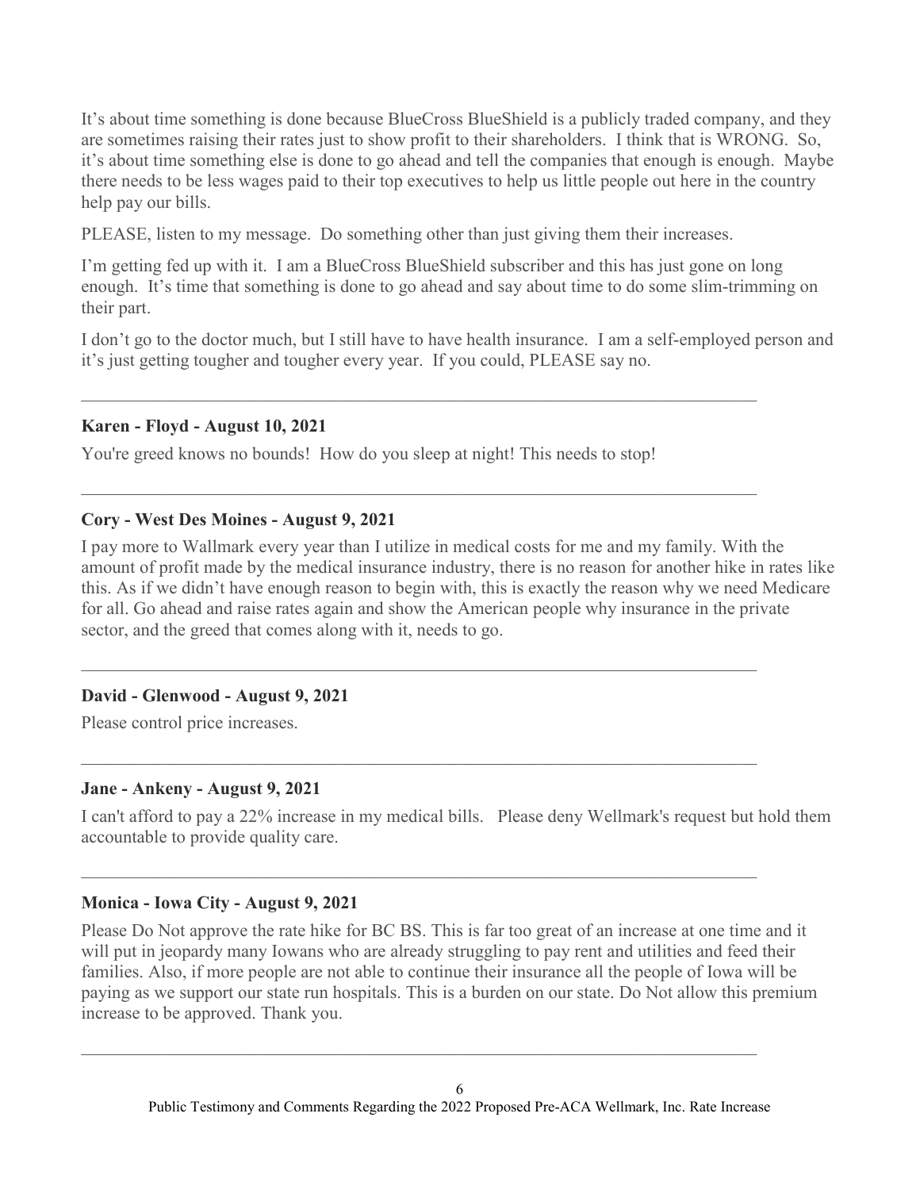It's about time something is done because BlueCross BlueShield is a publicly traded company, and they are sometimes raising their rates just to show profit to their shareholders. I think that is WRONG. So, it's about time something else is done to go ahead and tell the companies that enough is enough. Maybe there needs to be less wages paid to their top executives to help us little people out here in the country help pay our bills.

PLEASE, listen to my message. Do something other than just giving them their increases.

I'm getting fed up with it. I am a BlueCross BlueShield subscriber and this has just gone on long enough. It's time that something is done to go ahead and say about time to do some slim-trimming on their part.

I don't go to the doctor much, but I still have to have health insurance. I am a self-employed person and it's just getting tougher and tougher every year. If you could, PLEASE say no.

---

**Karen - Floyd - August 10, 2021**

You're greed knows no bounds! How do you sleep at night! This needs to stop!

---

**Cory - West Des Moines - August 9, 2021**

I pay more to Wallmark every year than I utilize in medical costs for me and my family. With the amount of profit made by the medical insurance industry, there is no reason for another hike in rates like this. As if we didn't have enough reason to begin with, this is exactly the reason why we need Medicare for all. Go ahead and raise rates again and show the American people why insurance in the private sector, and the greed that comes along with it, needs to go.

---

**David - Glenwood - August 9, 2021**

Please control price increases.

---

**Jane - Ankeny - August 9, 2021**

I can't afford to pay a 22% increase in my medical bills. Please deny Wellmark's request but hold them accountable to provide quality care.

---

**Monica - Iowa City - August 9, 2021**

Please Do Not approve the rate hike for BC BS. This is far too great of an increase at one time and it will put in jeopardy many Iowans who are already struggling to pay rent and utilities and feed their families. Also, if more people are not able to continue their insurance all the people of Iowa will be paying as we support our state run hospitals. This is a burden on our state. Do Not allow this premium increase to be approved. Thank you.

---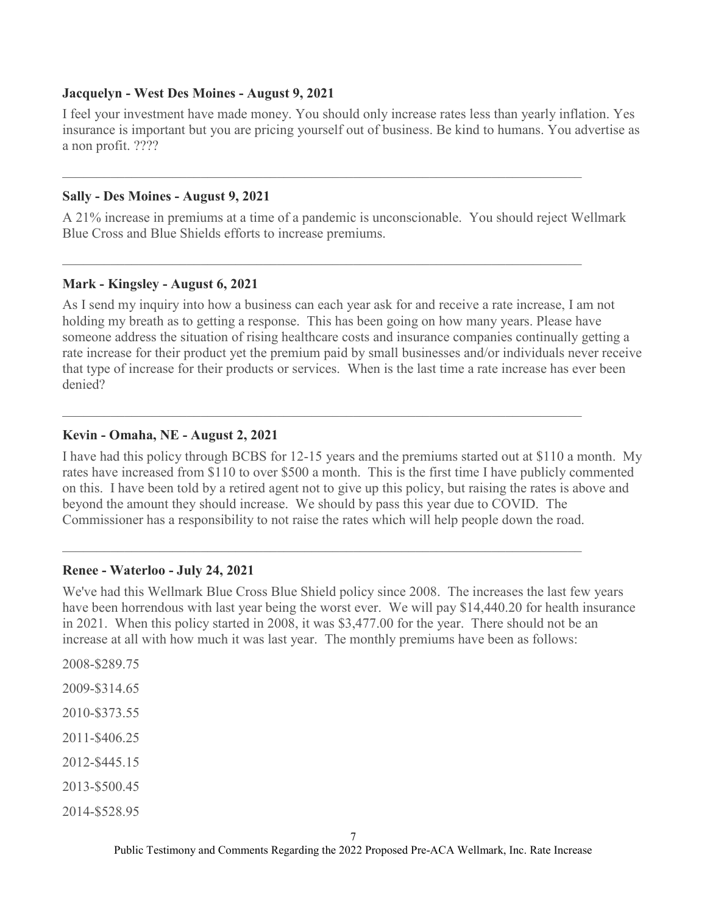**Jacquelyn - West Des Moines - August 9, 2021**

I feel your investment have made money. You should only increase rates less than yearly inflation. Yes insurance is important but you are pricing yourself out of business. Be kind to humans. You advertise as a non profit. ????

---

**Sally - Des Moines - August 9, 2021**

A 21% increase in premiums at a time of a pandemic is unconscionable. You should reject Wellmark Blue Cross and Blue Shields efforts to increase premiums.

---

**Mark - Kingsley - August 6, 2021**

As I send my inquiry into how a business can each year ask for and receive a rate increase, I am not holding my breath as to getting a response. This has been going on how many years. Please have someone address the situation of rising healthcare costs and insurance companies continually getting a rate increase for their product yet the premium paid by small businesses and/or individuals never receive that type of increase for their products or services. When is the last time a rate increase has ever been denied?

---

**Kevin - Omaha, NE - August 2, 2021**

I have had this policy through BCBS for 12-15 years and the premiums started out at $110 a month. My rates have increased from $110 to over $500 a month. This is the first time I have publicly commented on this. I have been told by a retired agent not to give up this policy, but raising the rates is above and beyond the amount they should increase. We should by pass this year due to COVID. The Commissioner has a responsibility to not raise the rates which will help people down the road.

---

**Renee - Waterloo - July 24, 2021**

We've had this Wellmark Blue Cross Blue Shield policy since 2008. The increases the last few years have been horrendous with last year being the worst ever. We will pay $14,440.20 for health insurance in 2021. When this policy started in 2008, it was $3,477.00 for the year. There should not be an increase at all with how much it was last year. The monthly premiums have been as follows:

2008-$289.75

2009-$314.65

2010-$373.55

2011-$406.25

2012-$445.15

2013-$500.45

2014-$528.95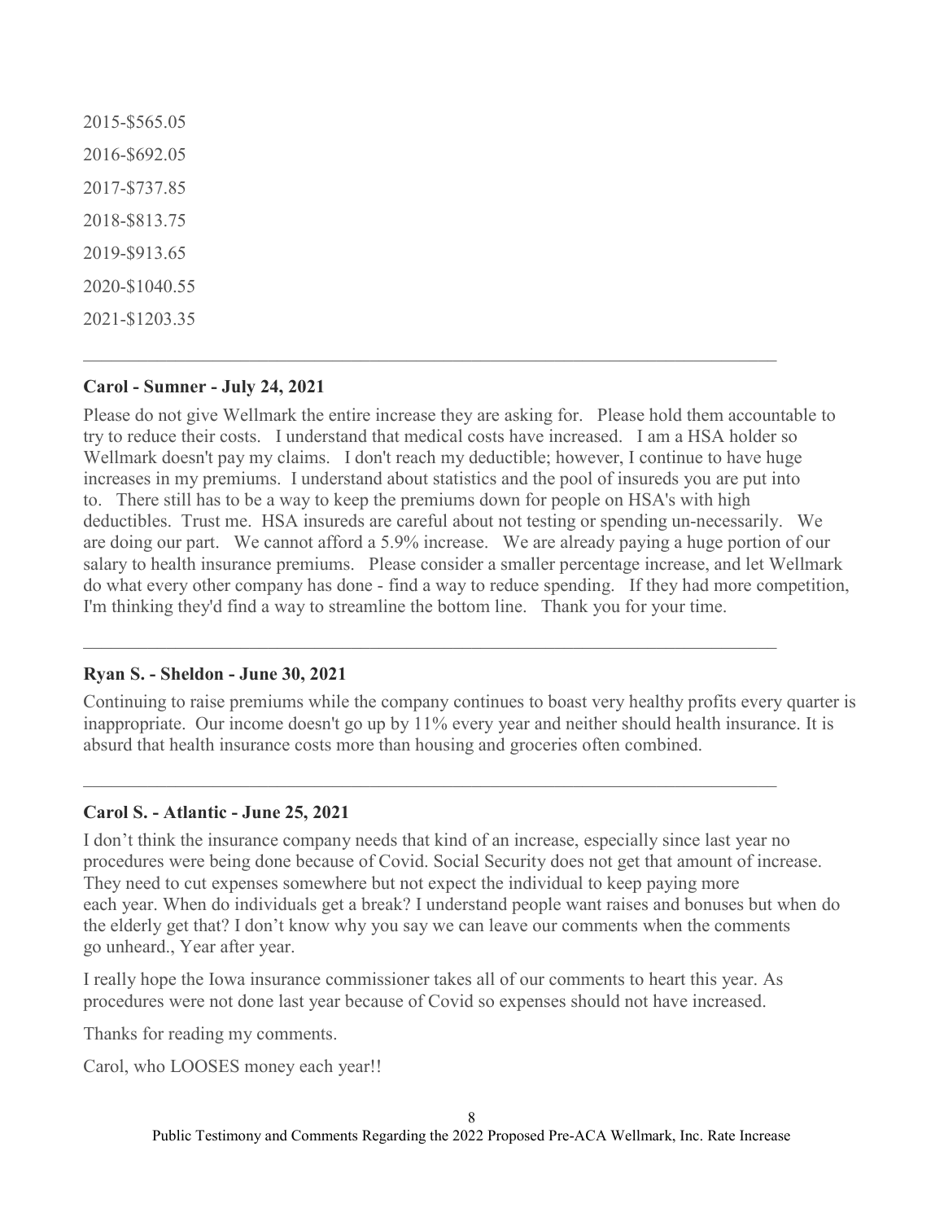2015-$565.05

2016-$692.05

2017-$737.85

2018-$813.75

2019-$913.65

2020-$1040.55

2021-$1203.35

---

**Carol - Sumner - July 24, 2021**

Please do not give Wellmark the entire increase they are asking for. Please hold them accountable to try to reduce their costs. I understand that medical costs have increased. I am a HSA holder so Wellmark doesn't pay my claims. I don't reach my deductible; however, I continue to have huge increases in my premiums. I understand about statistics and the pool of insureds you are put into to. There still has to be a way to keep the premiums down for people on HSA's with high deductibles. Trust me. HSA insureds are careful about not testing or spending un-necessarily. We are doing our part. We cannot afford a 5.9% increase. We are already paying a huge portion of our salary to health insurance premiums. Please consider a smaller percentage increase, and let Wellmark do what every other company has done - find a way to reduce spending. If they had more competition, I'm thinking they'd find a way to streamline the bottom line. Thank you for your time.

---

**Ryan S. - Sheldon - June 30, 2021**

Continuing to raise premiums while the company continues to boast very healthy profits every quarter is inappropriate. Our income doesn't go up by 11% every year and neither should health insurance. It is absurd that health insurance costs more than housing and groceries often combined.

---

**Carol S. - Atlantic - June 25, 2021**

I don't think the insurance company needs that kind of an increase, especially since last year no procedures were being done because of Covid. Social Security does not get that amount of increase. They need to cut expenses somewhere but not expect the individual to keep paying more each year. When do individuals get a break? I understand people want raises and bonuses but when do the elderly get that? I don't know why you say we can leave our comments when the comments go unheard., Year after year.

I really hope the Iowa insurance commissioner takes all of our comments to heart this year. As procedures were not done last year because of Covid so expenses should not have increased.

Thanks for reading my comments.

Carol, who LOOSES money each year!!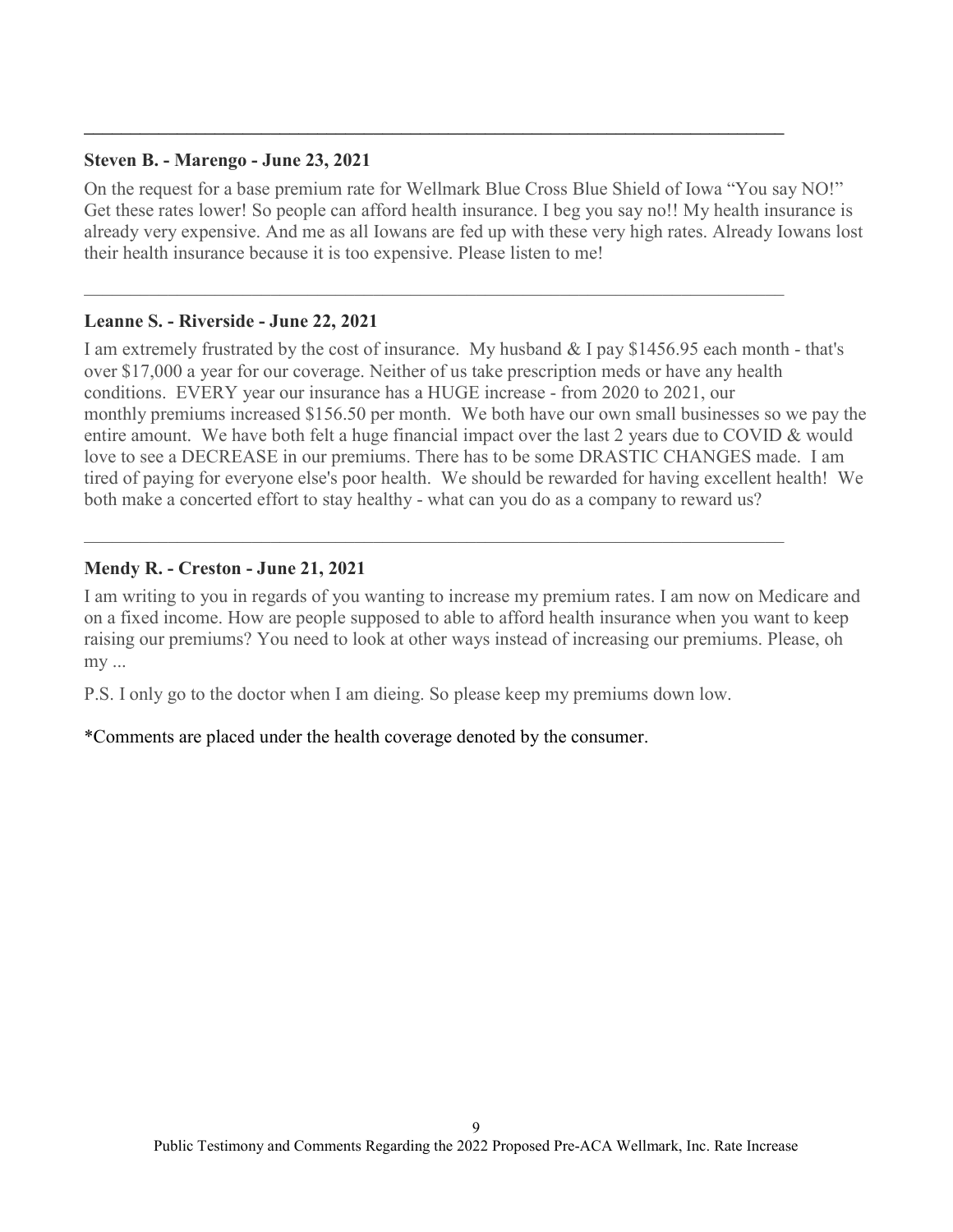---

**Steven B. - Marengo - June 23, 2021**

On the request for a base premium rate for Wellmark Blue Cross Blue Shield of Iowa "You say NO!" Get these rates lower! So people can afford health insurance. I beg you say no!! My health insurance is already very expensive. And me as all Iowans are fed up with these very high rates. Already Iowans lost their health insurance because it is too expensive. Please listen to me!

---

**Leanne S. - Riverside - June 22, 2021**

I am extremely frustrated by the cost of insurance. My husband & I pay $1456.95 each month - that's over $17,000 a year for our coverage. Neither of us take prescription meds or have any health conditions. EVERY year our insurance has a HUGE increase - from 2020 to 2021, our monthly premiums increased $156.50 per month. We both have our own small businesses so we pay the entire amount. We have both felt a huge financial impact over the last 2 years due to COVID & would love to see a DECREASE in our premiums. There has to be some DRASTIC CHANGES made. I am tired of paying for everyone else's poor health. We should be rewarded for having excellent health! We both make a concerted effort to stay healthy - what can you do as a company to reward us?

---

**Mendy R. - Creston - June 21, 2021**

I am writing to you in regards of you wanting to increase my premium rates. I am now on Medicare and on a fixed income. How are people supposed to able to afford health insurance when you want to keep raising our premiums? You need to look at other ways instead of increasing our premiums. Please, oh my ...

P.S. I only go to the doctor when I am dieing. So please keep my premiums down low.

*Comments are placed under the health coverage denoted by the consumer.